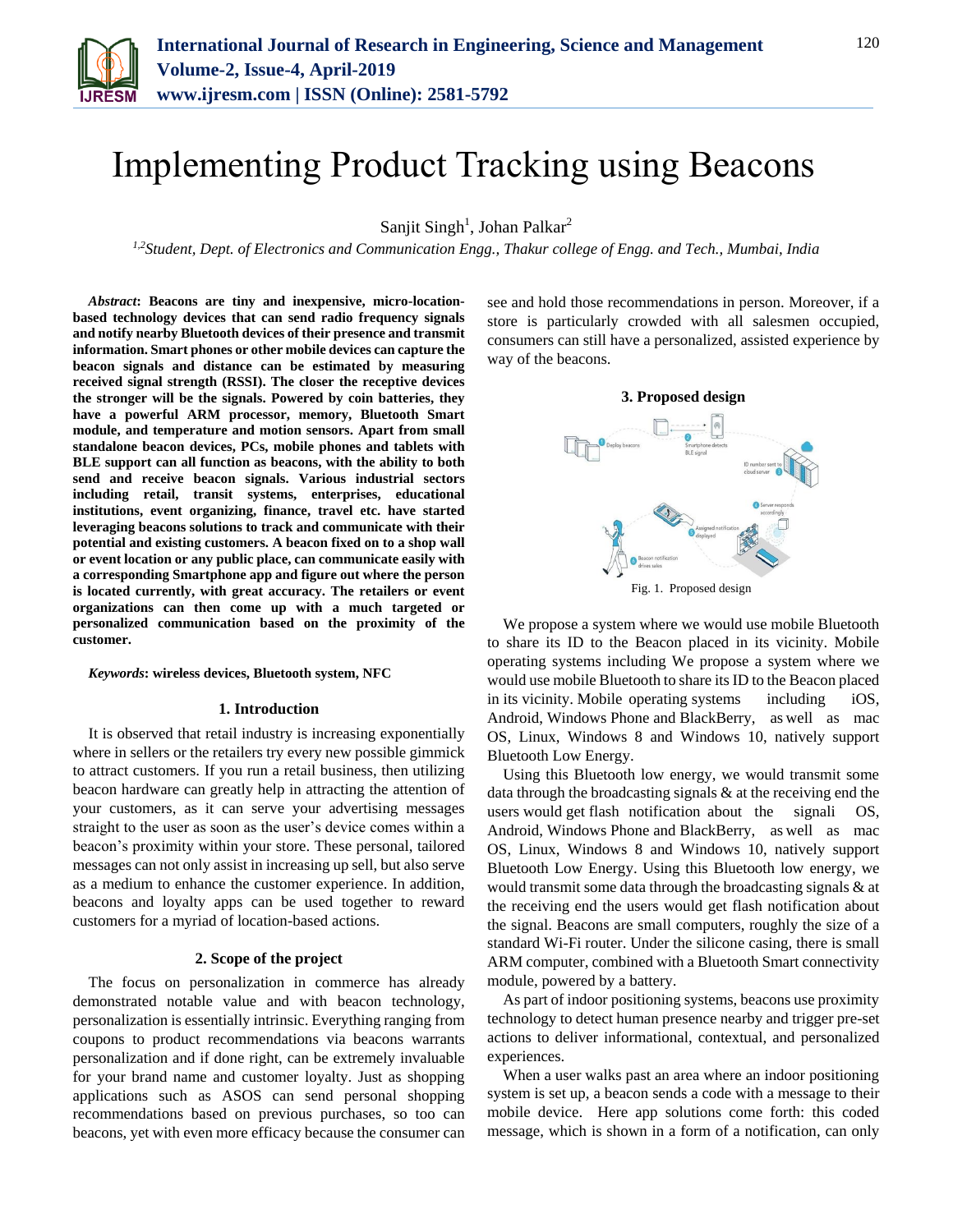# Implementing Product Tracking using Beacons

Sanjit Singh[1], Johan Palkar[2]

[1,2]*Student, Dept. of Electronics and Communication Engg., Thakur college of Engg. and Tech., Mumbai, India*

***Abstract*: Beacons are tiny and inexpensive, micro-location-based technology devices that can send radio frequency signals and notify nearby Bluetooth devices of their presence and transmit information. Smart phones or other mobile devices can capture the beacon signals and distance can be estimated by measuring received signal strength (RSSI). The closer the receptive devices the stronger will be the signals. Powered by coin batteries, they have a powerful ARM processor, memory, Bluetooth Smart module, and temperature and motion sensors. Apart from small standalone beacon devices, PCs, mobile phones and tablets with BLE support can all function as beacons, with the ability to both send and receive beacon signals. Various industrial sectors including retail, transit systems, enterprises, educational institutions, event organizing, finance, travel etc. have started leveraging beacons solutions to track and communicate with their potential and existing customers. A beacon fixed on to a shop wall or event location or any public place, can communicate easily with a corresponding Smartphone app and figure out where the person is located currently, with great accuracy. The retailers or event organizations can then come up with a much targeted or personalized communication based on the proximity of the customer.**

***Keywords*: wireless devices, Bluetooth system, NFC**

## 1. Introduction

It is observed that retail industry is increasing exponentially where in sellers or the retailers try every new possible gimmick to attract customers. If you run a retail business, then utilizing beacon hardware can greatly help in attracting the attention of your customers, as it can serve your advertising messages straight to the user as soon as the user's device comes within a beacon's proximity within your store. These personal, tailored messages can not only assist in increasing up sell, but also serve as a medium to enhance the customer experience. In addition, beacons and loyalty apps can be used together to reward customers for a myriad of location-based actions.

## 2. Scope of the project

The focus on personalization in commerce has already demonstrated notable value and with beacon technology, personalization is essentially intrinsic. Everything ranging from coupons to product recommendations via beacons warrants personalization and if done right, can be extremely invaluable for your brand name and customer loyalty. Just as shopping applications such as ASOS can send personal shopping recommendations based on previous purchases, so too can beacons, yet with even more efficacy because the consumer can see and hold those recommendations in person. Moreover, if a store is particularly crowded with all salesmen occupied, consumers can still have a personalized, assisted experience by way of the beacons.

## 3. Proposed design

Fig. 1. Proposed design

We propose a system where we would use mobile Bluetooth to share its ID to the Beacon placed in its vicinity. Mobile operating systems including We propose a system where we would use mobile Bluetooth to share its ID to the Beacon placed in its vicinity. Mobile operating systems including iOS, Android, Windows Phone and BlackBerry, as well as mac OS, Linux, Windows 8 and Windows 10, natively support Bluetooth Low Energy.

Using this Bluetooth low energy, we would transmit some data through the broadcasting signals & at the receiving end the users would get flash notification about the signali OS, Android, Windows Phone and BlackBerry, as well as mac OS, Linux, Windows 8 and Windows 10, natively support Bluetooth Low Energy. Using this Bluetooth low energy, we would transmit some data through the broadcasting signals & at the receiving end the users would get flash notification about the signal. Beacons are small computers, roughly the size of a standard Wi-Fi router. Under the silicone casing, there is small ARM computer, combined with a Bluetooth Smart connectivity module, powered by a battery.

As part of indoor positioning systems, beacons use proximity technology to detect human presence nearby and trigger pre-set actions to deliver informational, contextual, and personalized experiences.

When a user walks past an area where an indoor positioning system is set up, a beacon sends a code with a message to their mobile device. Here app solutions come forth: this coded message, which is shown in a form of a notification, can only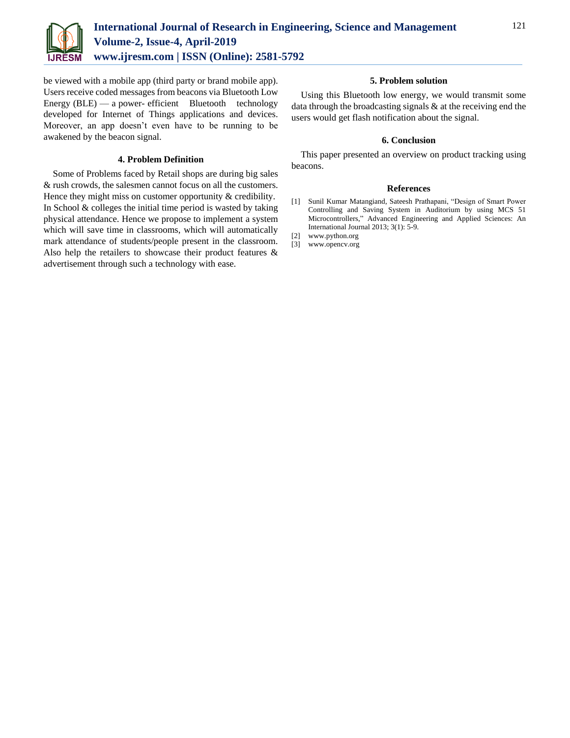be viewed with a mobile app (third party or brand mobile app). Users receive coded messages from beacons via Bluetooth Low Energy (BLE) — a power- efficient Bluetooth technology developed for Internet of Things applications and devices. Moreover, an app doesn't even have to be running to be awakened by the beacon signal.

## 4. Problem Definition

Some of Problems faced by Retail shops are during big sales & rush crowds, the salesmen cannot focus on all the customers. Hence they might miss on customer opportunity & credibility. In School & colleges the initial time period is wasted by taking physical attendance. Hence we propose to implement a system which will save time in classrooms, which will automatically mark attendance of students/people present in the classroom. Also help the retailers to showcase their product features & advertisement through such a technology with ease.

## 5. Problem solution

Using this Bluetooth low energy, we would transmit some data through the broadcasting signals & at the receiving end the users would get flash notification about the signal.

## 6. Conclusion

This paper presented an overview on product tracking using beacons.

## References

[1] Sunil Kumar Matangiand, Sateesh Prathapani, "Design of Smart Power Controlling and Saving System in Auditorium by using MCS 51 Microcontrollers," Advanced Engineering and Applied Sciences: An International Journal 2013; 3(1): 5-9.

[2] www.python.org

[3] www.opencv.org